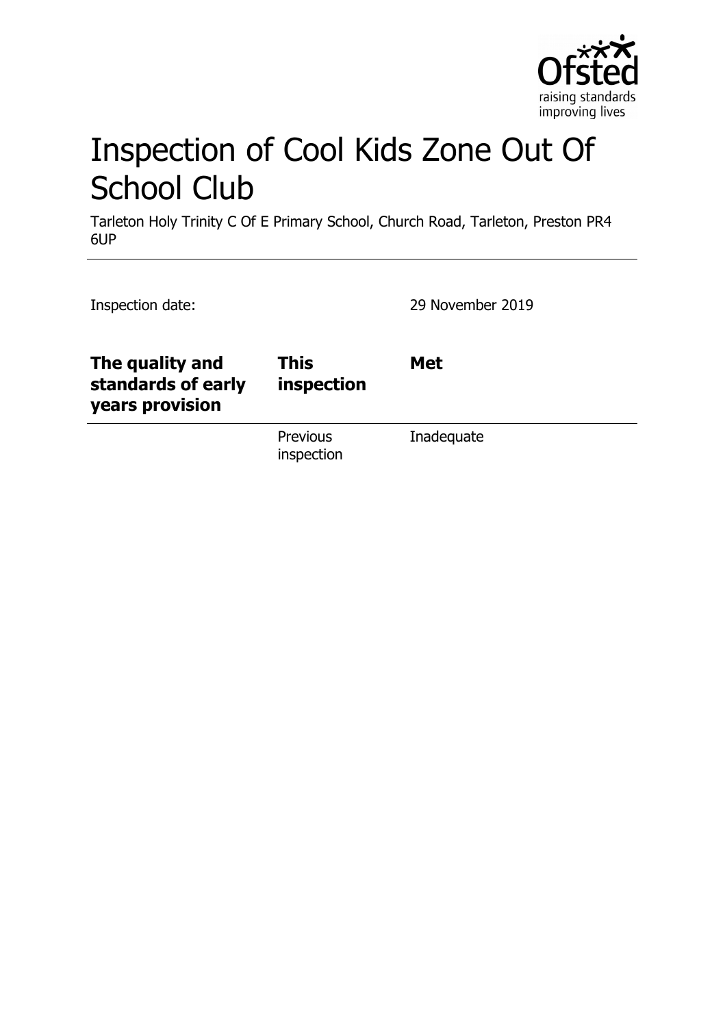# Inspection of Cool Kids Zone Out Of School Club

Tarleton Holy Trinity C Of E Primary School, Church Road, Tarleton, Preston PR4 6UP

Inspection date: 29 November 2019

| The quality and standards of early years provision | This inspection | Met |
|---|---|---|
| | Previous inspection | Inadequate |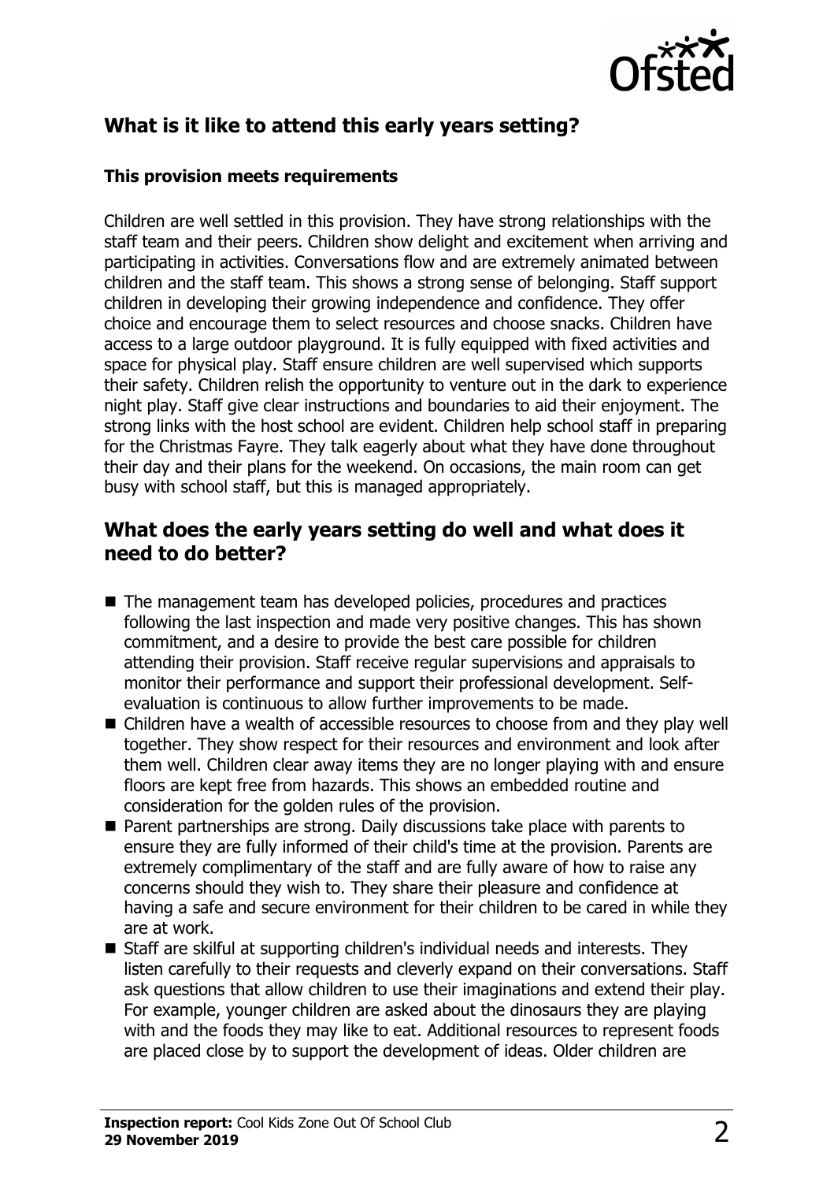## What is it like to attend this early years setting?

**This provision meets requirements**

Children are well settled in this provision. They have strong relationships with the staff team and their peers. Children show delight and excitement when arriving and participating in activities. Conversations flow and are extremely animated between children and the staff team. This shows a strong sense of belonging. Staff support children in developing their growing independence and confidence. They offer choice and encourage them to select resources and choose snacks. Children have access to a large outdoor playground. It is fully equipped with fixed activities and space for physical play. Staff ensure children are well supervised which supports their safety. Children relish the opportunity to venture out in the dark to experience night play. Staff give clear instructions and boundaries to aid their enjoyment. The strong links with the host school are evident. Children help school staff in preparing for the Christmas Fayre. They talk eagerly about what they have done throughout their day and their plans for the weekend. On occasions, the main room can get busy with school staff, but this is managed appropriately.

## What does the early years setting do well and what does it need to do better?

- The management team has developed policies, procedures and practices following the last inspection and made very positive changes. This has shown commitment, and a desire to provide the best care possible for children attending their provision. Staff receive regular supervisions and appraisals to monitor their performance and support their professional development. Self-evaluation is continuous to allow further improvements to be made.
- Children have a wealth of accessible resources to choose from and they play well together. They show respect for their resources and environment and look after them well. Children clear away items they are no longer playing with and ensure floors are kept free from hazards. This shows an embedded routine and consideration for the golden rules of the provision.
- Parent partnerships are strong. Daily discussions take place with parents to ensure they are fully informed of their child's time at the provision. Parents are extremely complimentary of the staff and are fully aware of how to raise any concerns should they wish to. They share their pleasure and confidence at having a safe and secure environment for their children to be cared in while they are at work.
- Staff are skilful at supporting children's individual needs and interests. They listen carefully to their requests and cleverly expand on their conversations. Staff ask questions that allow children to use their imaginations and extend their play. For example, younger children are asked about the dinosaurs they are playing with and the foods they may like to eat. Additional resources to represent foods are placed close by to support the development of ideas. Older children are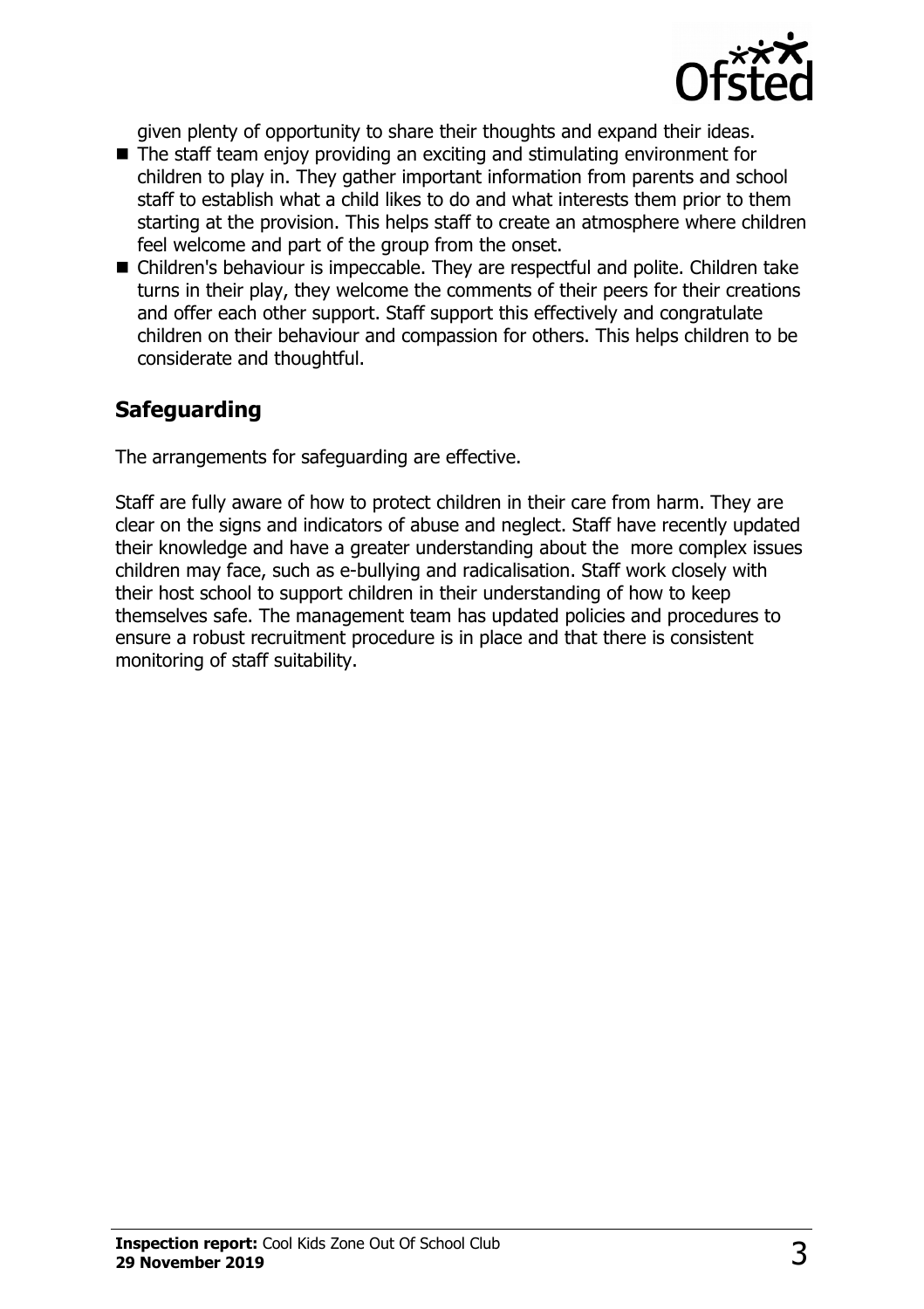given plenty of opportunity to share their thoughts and expand their ideas.

- The staff team enjoy providing an exciting and stimulating environment for children to play in. They gather important information from parents and school staff to establish what a child likes to do and what interests them prior to them starting at the provision. This helps staff to create an atmosphere where children feel welcome and part of the group from the onset.
- Children's behaviour is impeccable. They are respectful and polite. Children take turns in their play, they welcome the comments of their peers for their creations and offer each other support. Staff support this effectively and congratulate children on their behaviour and compassion for others. This helps children to be considerate and thoughtful.

## Safeguarding

The arrangements for safeguarding are effective.

Staff are fully aware of how to protect children in their care from harm. They are clear on the signs and indicators of abuse and neglect. Staff have recently updated their knowledge and have a greater understanding about the more complex issues children may face, such as e-bullying and radicalisation. Staff work closely with their host school to support children in their understanding of how to keep themselves safe. The management team has updated policies and procedures to ensure a robust recruitment procedure is in place and that there is consistent monitoring of staff suitability.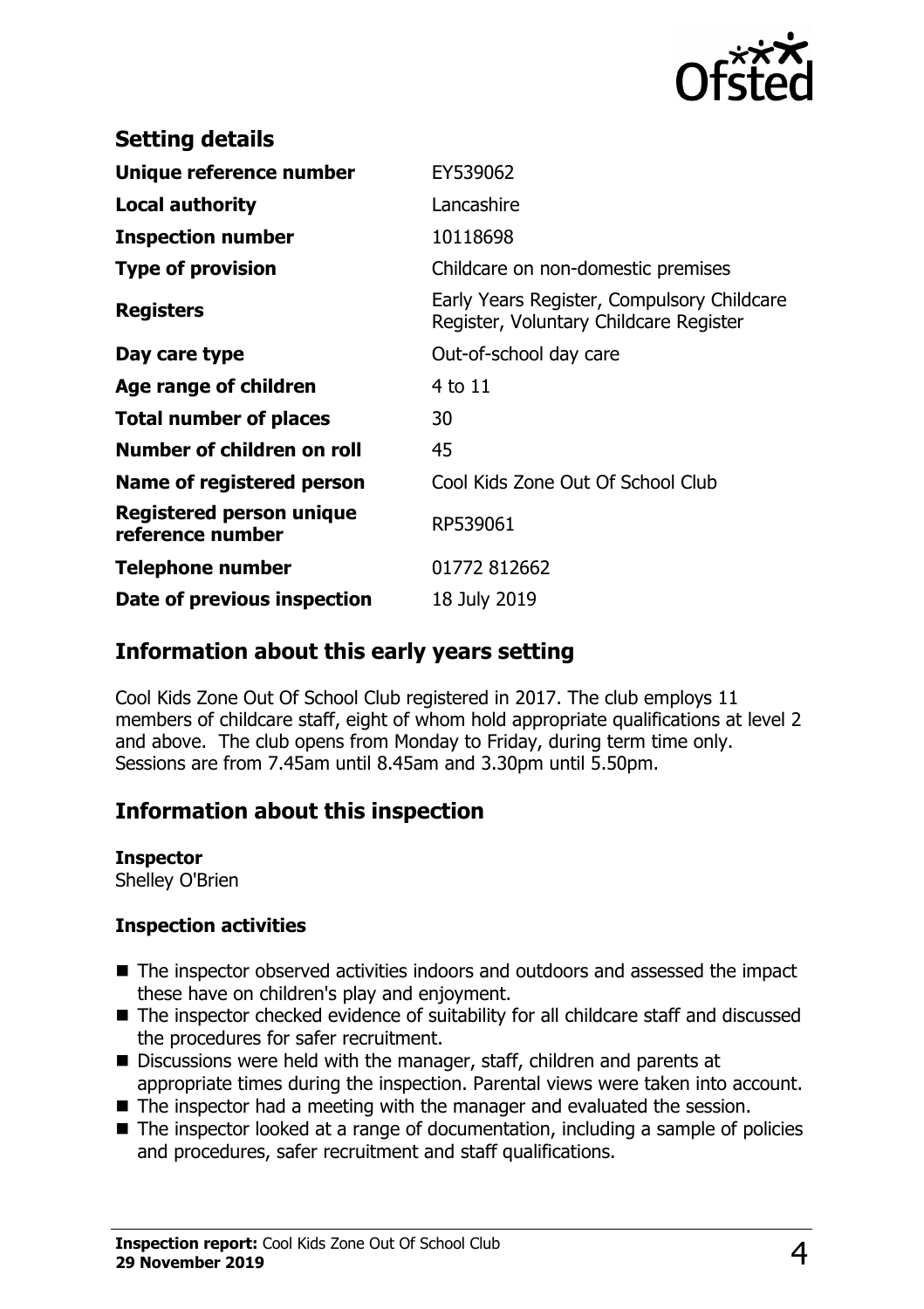## Setting details

| | |
|---|---|
| **Unique reference number** | EY539062 |
| **Local authority** | Lancashire |
| **Inspection number** | 10118698 |
| **Type of provision** | Childcare on non-domestic premises |
| **Registers** | Early Years Register, Compulsory Childcare Register, Voluntary Childcare Register |
| **Day care type** | Out-of-school day care |
| **Age range of children** | 4 to 11 |
| **Total number of places** | 30 |
| **Number of children on roll** | 45 |
| **Name of registered person** | Cool Kids Zone Out Of School Club |
| **Registered person unique reference number** | RP539061 |
| **Telephone number** | 01772 812662 |
| **Date of previous inspection** | 18 July 2019 |

## Information about this early years setting

Cool Kids Zone Out Of School Club registered in 2017. The club employs 11 members of childcare staff, eight of whom hold appropriate qualifications at level 2 and above. The club opens from Monday to Friday, during term time only. Sessions are from 7.45am until 8.45am and 3.30pm until 5.50pm.

## Information about this inspection

**Inspector**
Shelley O'Brien

**Inspection activities**

- The inspector observed activities indoors and outdoors and assessed the impact these have on children's play and enjoyment.
- The inspector checked evidence of suitability for all childcare staff and discussed the procedures for safer recruitment.
- Discussions were held with the manager, staff, children and parents at appropriate times during the inspection. Parental views were taken into account.
- The inspector had a meeting with the manager and evaluated the session.
- The inspector looked at a range of documentation, including a sample of policies and procedures, safer recruitment and staff qualifications.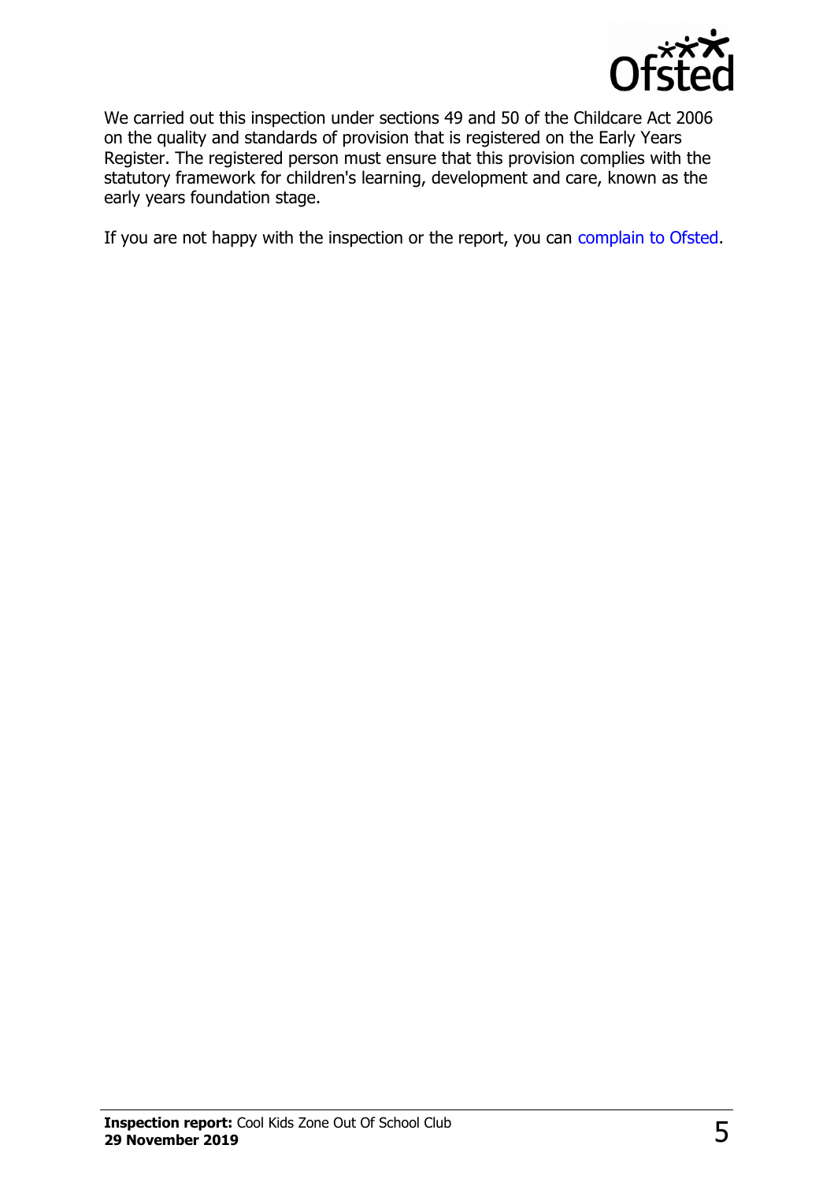We carried out this inspection under sections 49 and 50 of the Childcare Act 2006 on the quality and standards of provision that is registered on the Early Years Register. The registered person must ensure that this provision complies with the statutory framework for children's learning, development and care, known as the early years foundation stage.

If you are not happy with the inspection or the report, you can complain to Ofsted.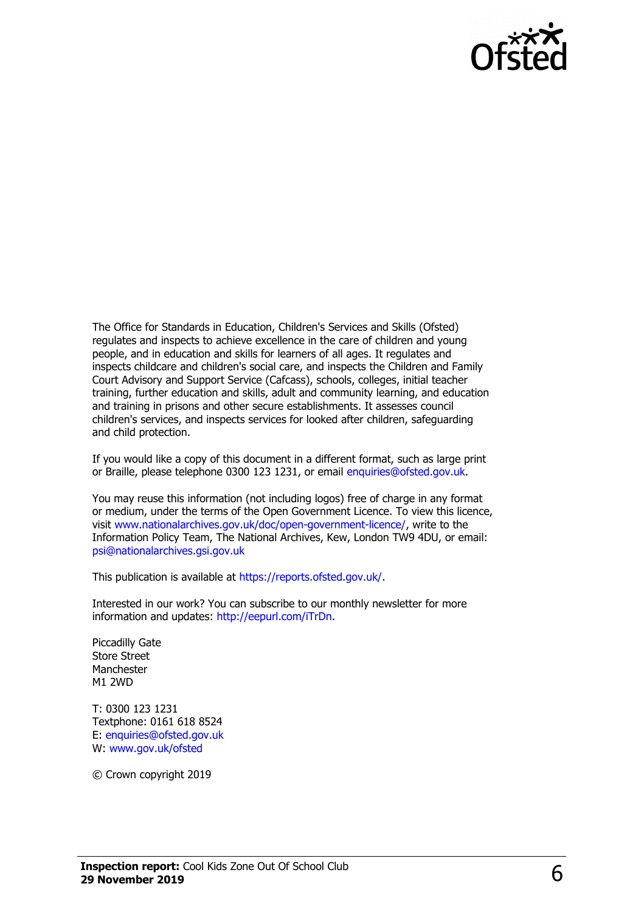The Office for Standards in Education, Children's Services and Skills (Ofsted) regulates and inspects to achieve excellence in the care of children and young people, and in education and skills for learners of all ages. It regulates and inspects childcare and children's social care, and inspects the Children and Family Court Advisory and Support Service (Cafcass), schools, colleges, initial teacher training, further education and skills, adult and community learning, and education and training in prisons and other secure establishments. It assesses council children's services, and inspects services for looked after children, safeguarding and child protection.

If you would like a copy of this document in a different format, such as large print or Braille, please telephone 0300 123 1231, or email enquiries@ofsted.gov.uk.

You may reuse this information (not including logos) free of charge in any format or medium, under the terms of the Open Government Licence. To view this licence, visit www.nationalarchives.gov.uk/doc/open-government-licence/, write to the Information Policy Team, The National Archives, Kew, London TW9 4DU, or email: psi@nationalarchives.gsi.gov.uk

This publication is available at https://reports.ofsted.gov.uk/.

Interested in our work? You can subscribe to our monthly newsletter for more information and updates: http://eepurl.com/iTrDn.

Piccadilly Gate
Store Street
Manchester
M1 2WD

T: 0300 123 1231
Textphone: 0161 618 8524
E: enquiries@ofsted.gov.uk
W: www.gov.uk/ofsted

© Crown copyright 2019